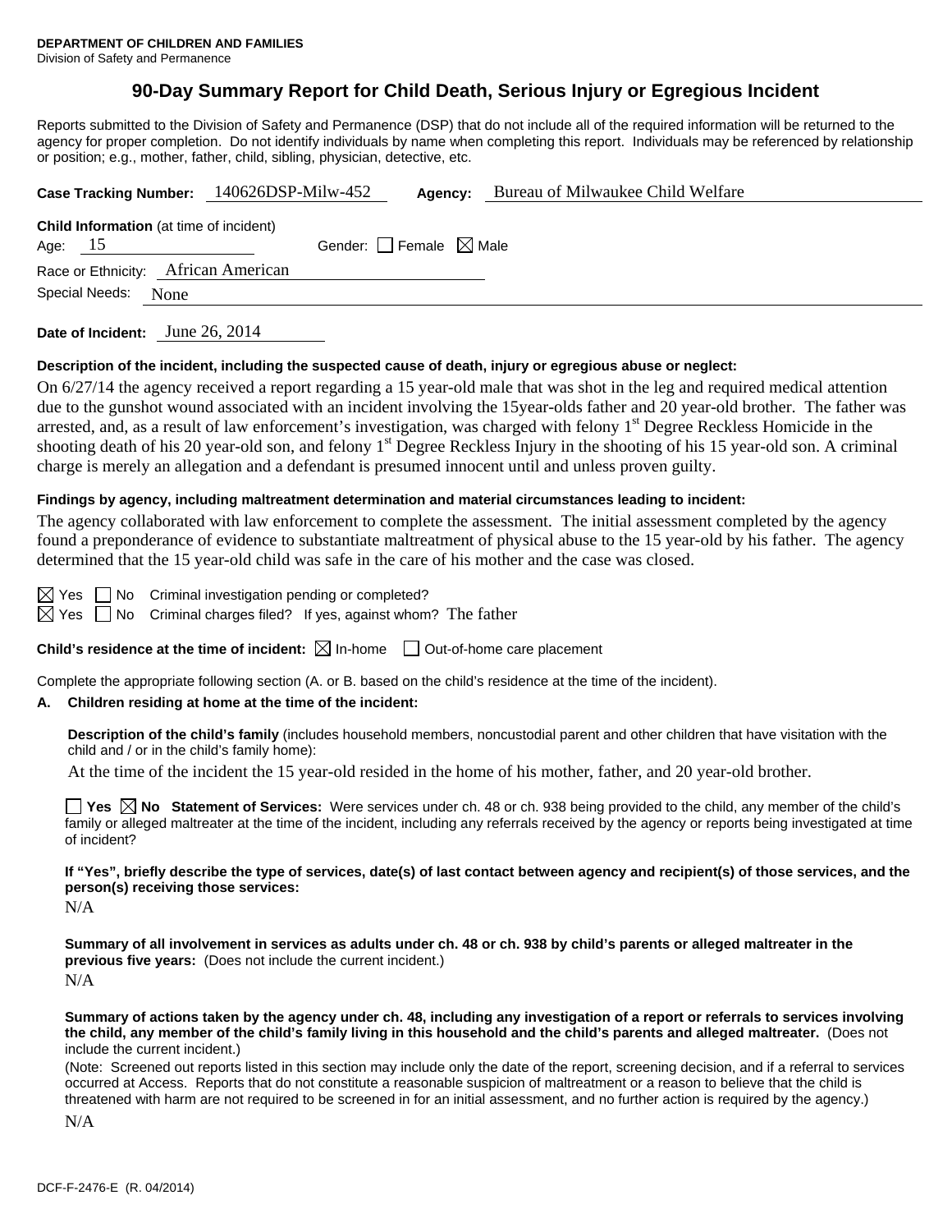**DEPARTMENT OF CHILDREN AND FAMILIES**
Division of Safety and Permanence

# 90-Day Summary Report for Child Death, Serious Injury or Egregious Incident

Reports submitted to the Division of Safety and Permanence (DSP) that do not include all of the required information will be returned to the agency for proper completion. Do not identify individuals by name when completing this report. Individuals may be referenced by relationship or position; e.g., mother, father, child, sibling, physician, detective, etc.

**Case Tracking Number:** 140626DSP-Milw-452 **Agency:** Bureau of Milwaukee Child Welfare

**Child Information** (at time of incident)

Age: 15 Gender: ☐ Female ☒ Male

Race or Ethnicity: African American

Special Needs: None

**Date of Incident:** June 26, 2014

**Description of the incident, including the suspected cause of death, injury or egregious abuse or neglect:**

On 6/27/14 the agency received a report regarding a 15 year-old male that was shot in the leg and required medical attention due to the gunshot wound associated with an incident involving the 15year-olds father and 20 year-old brother. The father was arrested, and, as a result of law enforcement's investigation, was charged with felony 1st Degree Reckless Homicide in the shooting death of his 20 year-old son, and felony 1st Degree Reckless Injury in the shooting of his 15 year-old son. A criminal charge is merely an allegation and a defendant is presumed innocent until and unless proven guilty.

**Findings by agency, including maltreatment determination and material circumstances leading to incident:**

The agency collaborated with law enforcement to complete the assessment. The initial assessment completed by the agency found a preponderance of evidence to substantiate maltreatment of physical abuse to the 15 year-old by his father. The agency determined that the 15 year-old child was safe in the care of his mother and the case was closed.

☒ Yes ☐ No Criminal investigation pending or completed?

☒ Yes ☐ No Criminal charges filed? If yes, against whom? The father

**Child's residence at the time of incident:** ☒ In-home ☐ Out-of-home care placement

Complete the appropriate following section (A. or B. based on the child's residence at the time of the incident).

**A. Children residing at home at the time of the incident:**

**Description of the child's family** (includes household members, noncustodial parent and other children that have visitation with the child and / or in the child's family home):

At the time of the incident the 15 year-old resided in the home of his mother, father, and 20 year-old brother.

☐ **Yes** ☒ **No Statement of Services:** Were services under ch. 48 or ch. 938 being provided to the child, any member of the child's family or alleged maltreater at the time of the incident, including any referrals received by the agency or reports being investigated at time of incident?

**If "Yes", briefly describe the type of services, date(s) of last contact between agency and recipient(s) of those services, and the person(s) receiving those services:**

N/A

**Summary of all involvement in services as adults under ch. 48 or ch. 938 by child's parents or alleged maltreater in the previous five years:** (Does not include the current incident.)

N/A

**Summary of actions taken by the agency under ch. 48, including any investigation of a report or referrals to services involving the child, any member of the child's family living in this household and the child's parents and alleged maltreater.** (Does not include the current incident.)

(Note: Screened out reports listed in this section may include only the date of the report, screening decision, and if a referral to services occurred at Access. Reports that do not constitute a reasonable suspicion of maltreatment or a reason to believe that the child is threatened with harm are not required to be screened in for an initial assessment, and no further action is required by the agency.)

N/A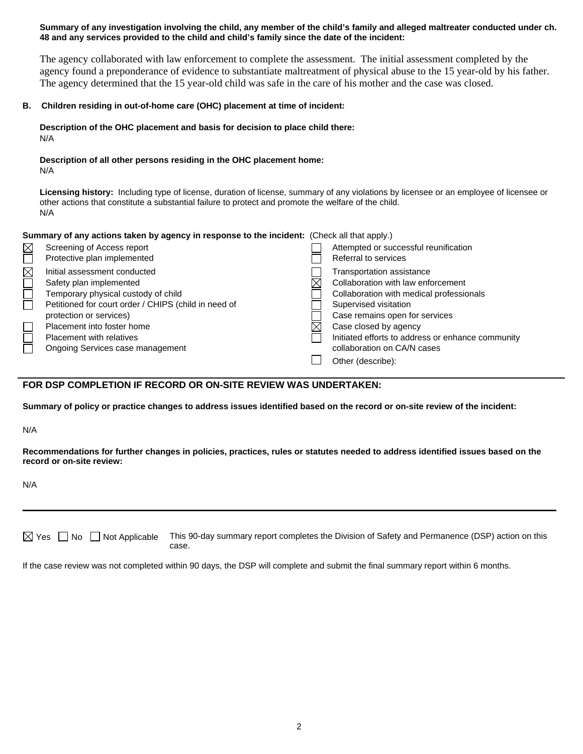**Summary of any investigation involving the child, any member of the child's family and alleged maltreater conducted under ch. 48 and any services provided to the child and child's family since the date of the incident:**

The agency collaborated with law enforcement to complete the assessment. The initial assessment completed by the agency found a preponderance of evidence to substantiate maltreatment of physical abuse to the 15 year-old by his father. The agency determined that the 15 year-old child was safe in the care of his mother and the case was closed.

**B. Children residing in out-of-home care (OHC) placement at time of incident:**

**Description of the OHC placement and basis for decision to place child there:**
N/A

**Description of all other persons residing in the OHC placement home:**
N/A

**Licensing history:** Including type of license, duration of license, summary of any violations by licensee or an employee of licensee or other actions that constitute a substantial failure to protect and promote the welfare of the child.
N/A

**Summary of any actions taken by agency in response to the incident:** (Check all that apply.)

- ☒ Screening of Access report
- ☐ Protective plan implemented
- ☒ Initial assessment conducted
- ☐ Safety plan implemented
- ☐ Temporary physical custody of child
- ☐ Petitioned for court order / CHIPS (child in need of protection or services)
- ☐ Placement into foster home
- ☐ Placement with relatives
- ☐ Ongoing Services case management
- ☐ Attempted or successful reunification
- ☐ Referral to services
- ☐ Transportation assistance
- ☒ Collaboration with law enforcement
- ☐ Collaboration with medical professionals
- ☐ Supervised visitation
- ☐ Case remains open for services
- ☒ Case closed by agency
- ☐ Initiated efforts to address or enhance community collaboration on CA/N cases
- ☐ Other (describe):

## FOR DSP COMPLETION IF RECORD OR ON-SITE REVIEW WAS UNDERTAKEN:

**Summary of policy or practice changes to address issues identified based on the record or on-site review of the incident:**

N/A

**Recommendations for further changes in policies, practices, rules or statutes needed to address identified issues based on the record or on-site review:**

N/A

☒ Yes ☐ No ☐ Not Applicable — This 90-day summary report completes the Division of Safety and Permanence (DSP) action on this case.

If the case review was not completed within 90 days, the DSP will complete and submit the final summary report within 6 months.